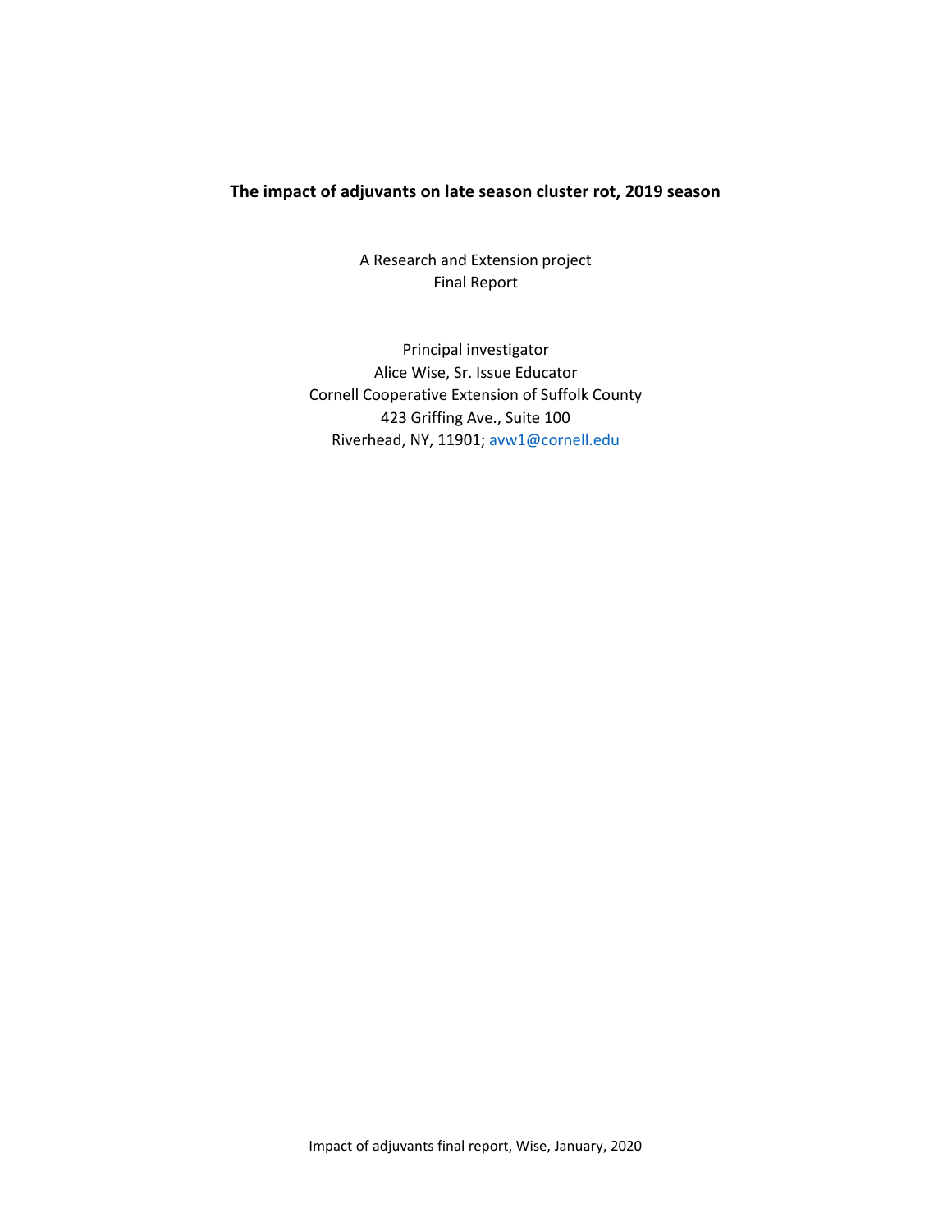# The impact of adjuvants on late season cluster rot, 2019 season

A Research and Extension project
Final Report

Principal investigator
Alice Wise, Sr. Issue Educator
Cornell Cooperative Extension of Suffolk County
423 Griffing Ave., Suite 100
Riverhead, NY, 11901; avw1@cornell.edu

Impact of adjuvants final report, Wise, January, 2020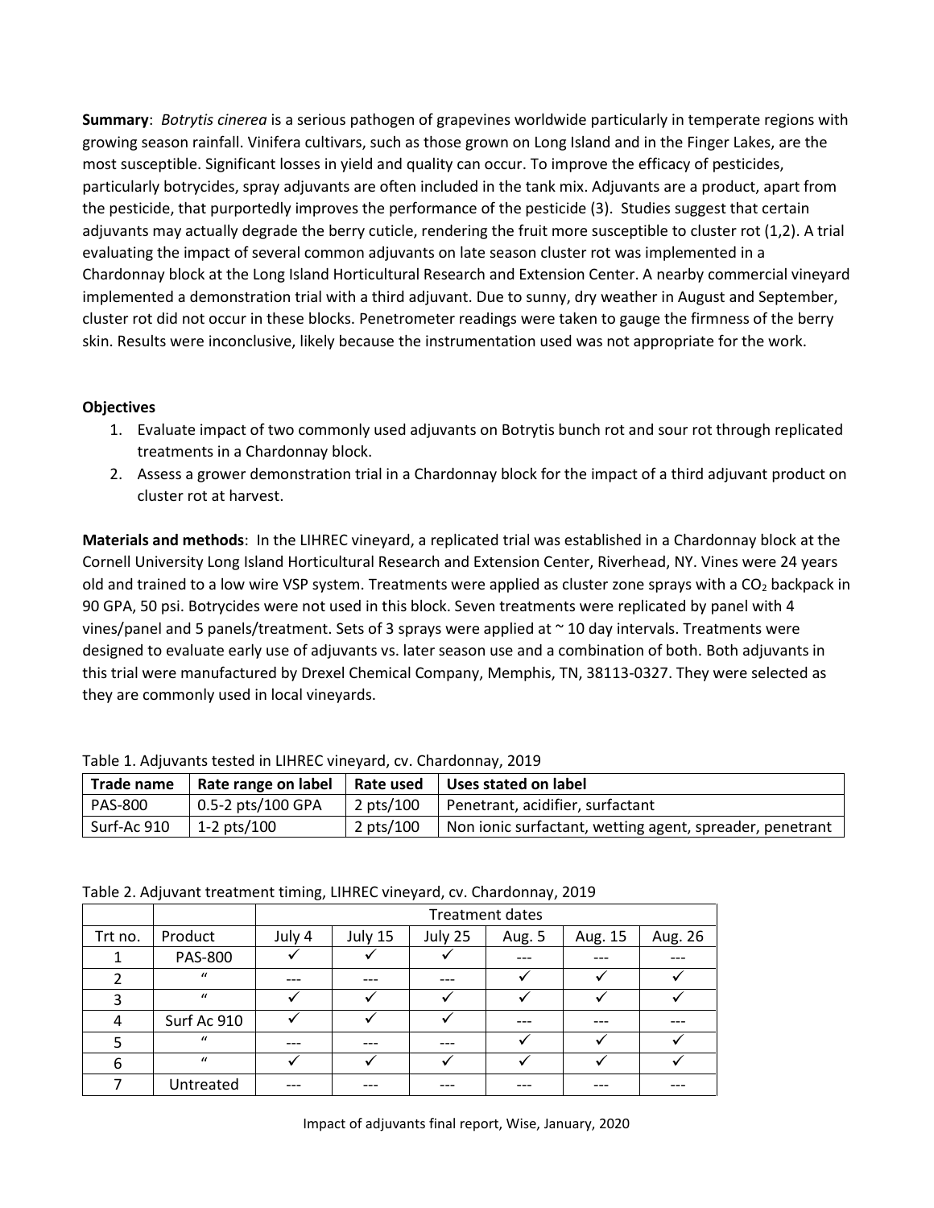**Summary**: *Botrytis cinerea* is a serious pathogen of grapevines worldwide particularly in temperate regions with growing season rainfall. Vinifera cultivars, such as those grown on Long Island and in the Finger Lakes, are the most susceptible. Significant losses in yield and quality can occur. To improve the efficacy of pesticides, particularly botrycides, spray adjuvants are often included in the tank mix. Adjuvants are a product, apart from the pesticide, that purportedly improves the performance of the pesticide (3). Studies suggest that certain adjuvants may actually degrade the berry cuticle, rendering the fruit more susceptible to cluster rot (1,2). A trial evaluating the impact of several common adjuvants on late season cluster rot was implemented in a Chardonnay block at the Long Island Horticultural Research and Extension Center. A nearby commercial vineyard implemented a demonstration trial with a third adjuvant. Due to sunny, dry weather in August and September, cluster rot did not occur in these blocks. Penetrometer readings were taken to gauge the firmness of the berry skin. Results were inconclusive, likely because the instrumentation used was not appropriate for the work.

**Objectives**

1. Evaluate impact of two commonly used adjuvants on Botrytis bunch rot and sour rot through replicated treatments in a Chardonnay block.
2. Assess a grower demonstration trial in a Chardonnay block for the impact of a third adjuvant product on cluster rot at harvest.

**Materials and methods**: In the LIHREC vineyard, a replicated trial was established in a Chardonnay block at the Cornell University Long Island Horticultural Research and Extension Center, Riverhead, NY. Vines were 24 years old and trained to a low wire VSP system. Treatments were applied as cluster zone sprays with a $CO_2$ backpack in 90 GPA, 50 psi. Botrycides were not used in this block. Seven treatments were replicated by panel with 4 vines/panel and 5 panels/treatment. Sets of 3 sprays were applied at ~ 10 day intervals. Treatments were designed to evaluate early use of adjuvants vs. later season use and a combination of both. Both adjuvants in this trial were manufactured by Drexel Chemical Company, Memphis, TN, 38113-0327. They were selected as they are commonly used in local vineyards.

Table 1. Adjuvants tested in LIHREC vineyard, cv. Chardonnay, 2019

| Trade name | Rate range on label | Rate used | Uses stated on label |
|---|---|---|---|
| PAS-800 | 0.5-2 pts/100 GPA | 2 pts/100 | Penetrant, acidifier, surfactant |
| Surf-Ac 910 | 1-2 pts/100 | 2 pts/100 | Non ionic surfactant, wetting agent, spreader, penetrant |

Table 2. Adjuvant treatment timing, LIHREC vineyard, cv. Chardonnay, 2019

| | | Treatment dates | | | | | |
|---|---|---|---|---|---|---|---|
| Trt no. | Product | July 4 | July 15 | July 25 | Aug. 5 | Aug. 15 | Aug. 26 |
| 1 | PAS-800 | ✓ | ✓ | ✓ | --- | --- | --- |
| 2 | " | --- | --- | --- | ✓ | ✓ | ✓ |
| 3 | " | ✓ | ✓ | ✓ | ✓ | ✓ | ✓ |
| 4 | Surf Ac 910 | ✓ | ✓ | ✓ | --- | --- | --- |
| 5 | " | --- | --- | --- | ✓ | ✓ | ✓ |
| 6 | " | ✓ | ✓ | ✓ | ✓ | ✓ | ✓ |
| 7 | Untreated | --- | --- | --- | --- | --- | --- |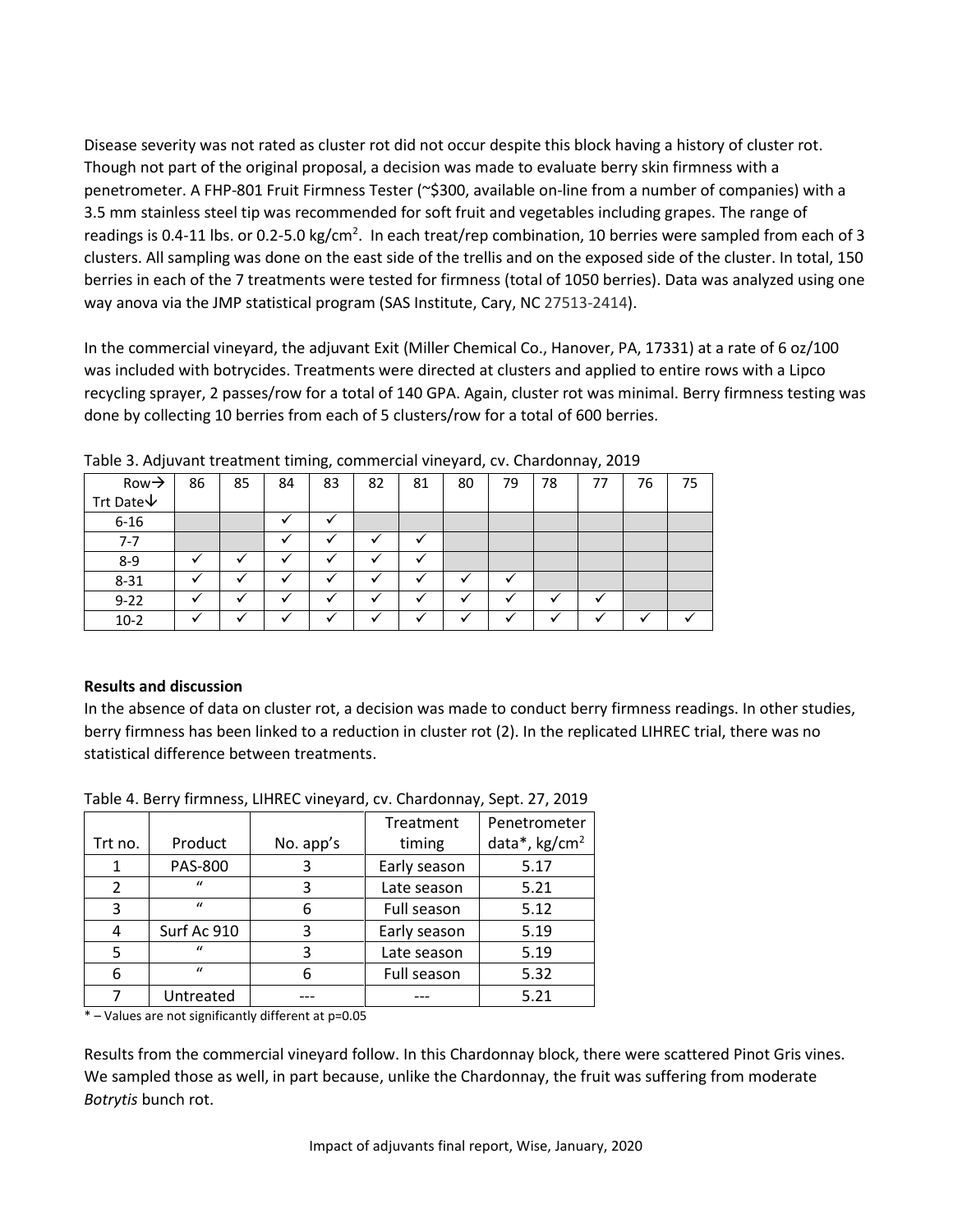Disease severity was not rated as cluster rot did not occur despite this block having a history of cluster rot. Though not part of the original proposal, a decision was made to evaluate berry skin firmness with a penetrometer. A FHP-801 Fruit Firmness Tester (~$300, available on-line from a number of companies) with a 3.5 mm stainless steel tip was recommended for soft fruit and vegetables including grapes. The range of readings is 0.4-11 lbs. or 0.2-5.0 kg/cm$^2$. In each treat/rep combination, 10 berries were sampled from each of 3 clusters. All sampling was done on the east side of the trellis and on the exposed side of the cluster. In total, 150 berries in each of the 7 treatments were tested for firmness (total of 1050 berries). Data was analyzed using one way anova via the JMP statistical program (SAS Institute, Cary, NC 27513-2414).

In the commercial vineyard, the adjuvant Exit (Miller Chemical Co., Hanover, PA, 17331) at a rate of 6 oz/100 was included with botrycides. Treatments were directed at clusters and applied to entire rows with a Lipco recycling sprayer, 2 passes/row for a total of 140 GPA. Again, cluster rot was minimal. Berry firmness testing was done by collecting 10 berries from each of 5 clusters/row for a total of 600 berries.

Table 3. Adjuvant treatment timing, commercial vineyard, cv. Chardonnay, 2019

| Row→ Trt Date↓ | 86 | 85 | 84 | 83 | 82 | 81 | 80 | 79 | 78 | 77 | 76 | 75 |
|---|---|---|---|---|---|---|---|---|---|---|---|---|
| 6-16 | | | ✓ | ✓ | | | | | | | | |
| 7-7 | | | ✓ | ✓ | ✓ | ✓ | | | | | | |
| 8-9 | ✓ | ✓ | ✓ | ✓ | ✓ | ✓ | | | | | | |
| 8-31 | ✓ | ✓ | ✓ | ✓ | ✓ | ✓ | ✓ | ✓ | | | | |
| 9-22 | ✓ | ✓ | ✓ | ✓ | ✓ | ✓ | ✓ | ✓ | ✓ | ✓ | | |
| 10-2 | ✓ | ✓ | ✓ | ✓ | ✓ | ✓ | ✓ | ✓ | ✓ | ✓ | ✓ | ✓ |

**Results and discussion**

In the absence of data on cluster rot, a decision was made to conduct berry firmness readings. In other studies, berry firmness has been linked to a reduction in cluster rot (2). In the replicated LIHREC trial, there was no statistical difference between treatments.

Table 4. Berry firmness, LIHREC vineyard, cv. Chardonnay, Sept. 27, 2019

| Trt no. | Product | No. app's | Treatment timing | Penetrometer data*, kg/cm$^2$ |
|---|---|---|---|---|
| 1 | PAS-800 | 3 | Early season | 5.17 |
| 2 | " | 3 | Late season | 5.21 |
| 3 | " | 6 | Full season | 5.12 |
| 4 | Surf Ac 910 | 3 | Early season | 5.19 |
| 5 | " | 3 | Late season | 5.19 |
| 6 | " | 6 | Full season | 5.32 |
| 7 | Untreated | --- | --- | 5.21 |

* – Values are not significantly different at p=0.05

Results from the commercial vineyard follow. In this Chardonnay block, there were scattered Pinot Gris vines. We sampled those as well, in part because, unlike the Chardonnay, the fruit was suffering from moderate *Botrytis* bunch rot.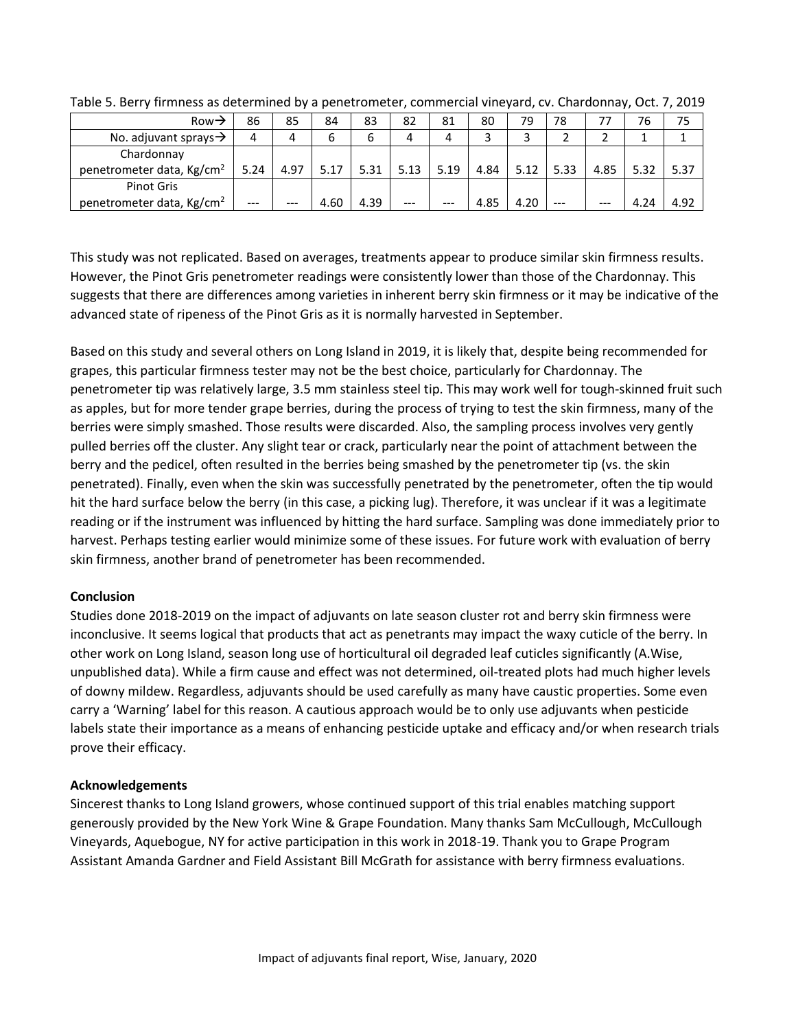Table 5. Berry firmness as determined by a penetrometer, commercial vineyard, cv. Chardonnay, Oct. 7, 2019

| Row→ | 86 | 85 | 84 | 83 | 82 | 81 | 80 | 79 | 78 | 77 | 76 | 75 |
|---|---|---|---|---|---|---|---|---|---|---|---|---|
| No. adjuvant sprays→ | 4 | 4 | 6 | 6 | 4 | 4 | 3 | 3 | 2 | 2 | 1 | 1 |
| Chardonnay penetrometer data, Kg/cm$^2$ | 5.24 | 4.97 | 5.17 | 5.31 | 5.13 | 5.19 | 4.84 | 5.12 | 5.33 | 4.85 | 5.32 | 5.37 |
| Pinot Gris penetrometer data, Kg/cm$^2$ | --- | --- | 4.60 | 4.39 | --- | --- | 4.85 | 4.20 | --- | --- | 4.24 | 4.92 |

This study was not replicated. Based on averages, treatments appear to produce similar skin firmness results. However, the Pinot Gris penetrometer readings were consistently lower than those of the Chardonnay. This suggests that there are differences among varieties in inherent berry skin firmness or it may be indicative of the advanced state of ripeness of the Pinot Gris as it is normally harvested in September.

Based on this study and several others on Long Island in 2019, it is likely that, despite being recommended for grapes, this particular firmness tester may not be the best choice, particularly for Chardonnay. The penetrometer tip was relatively large, 3.5 mm stainless steel tip. This may work well for tough-skinned fruit such as apples, but for more tender grape berries, during the process of trying to test the skin firmness, many of the berries were simply smashed. Those results were discarded. Also, the sampling process involves very gently pulled berries off the cluster. Any slight tear or crack, particularly near the point of attachment between the berry and the pedicel, often resulted in the berries being smashed by the penetrometer tip (vs. the skin penetrated). Finally, even when the skin was successfully penetrated by the penetrometer, often the tip would hit the hard surface below the berry (in this case, a picking lug). Therefore, it was unclear if it was a legitimate reading or if the instrument was influenced by hitting the hard surface. Sampling was done immediately prior to harvest. Perhaps testing earlier would minimize some of these issues. For future work with evaluation of berry skin firmness, another brand of penetrometer has been recommended.

**Conclusion**

Studies done 2018-2019 on the impact of adjuvants on late season cluster rot and berry skin firmness were inconclusive. It seems logical that products that act as penetrants may impact the waxy cuticle of the berry. In other work on Long Island, season long use of horticultural oil degraded leaf cuticles significantly (A.Wise, unpublished data). While a firm cause and effect was not determined, oil-treated plots had much higher levels of downy mildew. Regardless, adjuvants should be used carefully as many have caustic properties. Some even carry a 'Warning' label for this reason. A cautious approach would be to only use adjuvants when pesticide labels state their importance as a means of enhancing pesticide uptake and efficacy and/or when research trials prove their efficacy.

**Acknowledgements**

Sincerest thanks to Long Island growers, whose continued support of this trial enables matching support generously provided by the New York Wine & Grape Foundation. Many thanks Sam McCullough, McCullough Vineyards, Aquebogue, NY for active participation in this work in 2018-19. Thank you to Grape Program Assistant Amanda Gardner and Field Assistant Bill McGrath for assistance with berry firmness evaluations.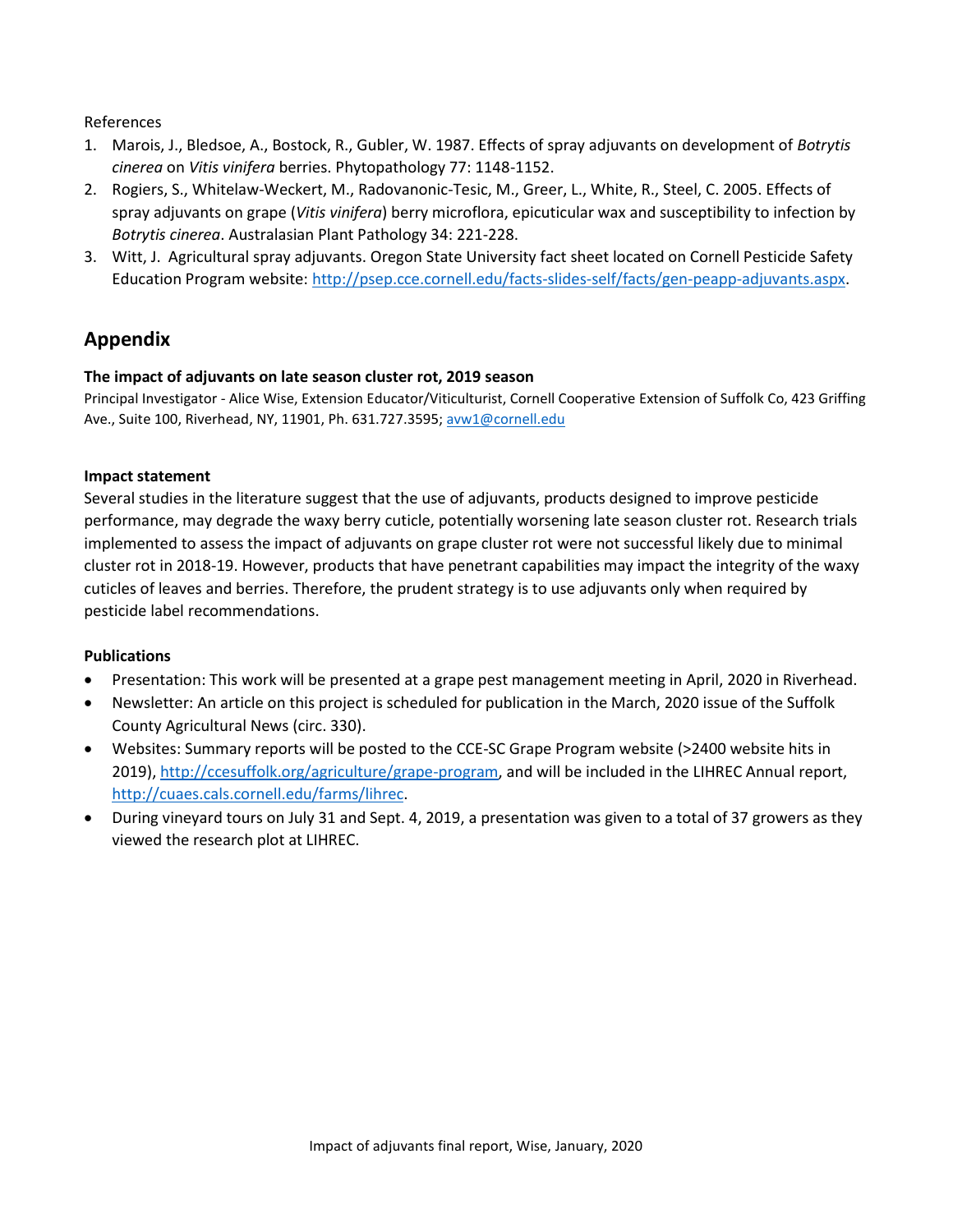References

1. Marois, J., Bledsoe, A., Bostock, R., Gubler, W. 1987. Effects of spray adjuvants on development of *Botrytis cinerea* on *Vitis vinifera* berries. Phytopathology 77: 1148-1152.
2. Rogiers, S., Whitelaw-Weckert, M., Radovanonic-Tesic, M., Greer, L., White, R., Steel, C. 2005. Effects of spray adjuvants on grape (*Vitis vinifera*) berry microflora, epicuticular wax and susceptibility to infection by *Botrytis cinerea*. Australasian Plant Pathology 34: 221-228.
3. Witt, J. Agricultural spray adjuvants. Oregon State University fact sheet located on Cornell Pesticide Safety Education Program website: http://psep.cce.cornell.edu/facts-slides-self/facts/gen-peapp-adjuvants.aspx.

## Appendix

**The impact of adjuvants on late season cluster rot, 2019 season**

Principal Investigator - Alice Wise, Extension Educator/Viticulturist, Cornell Cooperative Extension of Suffolk Co, 423 Griffing Ave., Suite 100, Riverhead, NY, 11901, Ph. 631.727.3595; avw1@cornell.edu

**Impact statement**

Several studies in the literature suggest that the use of adjuvants, products designed to improve pesticide performance, may degrade the waxy berry cuticle, potentially worsening late season cluster rot. Research trials implemented to assess the impact of adjuvants on grape cluster rot were not successful likely due to minimal cluster rot in 2018-19. However, products that have penetrant capabilities may impact the integrity of the waxy cuticles of leaves and berries. Therefore, the prudent strategy is to use adjuvants only when required by pesticide label recommendations.

**Publications**

- Presentation: This work will be presented at a grape pest management meeting in April, 2020 in Riverhead.
- Newsletter: An article on this project is scheduled for publication in the March, 2020 issue of the Suffolk County Agricultural News (circ. 330).
- Websites: Summary reports will be posted to the CCE-SC Grape Program website (>2400 website hits in 2019), http://ccesuffolk.org/agriculture/grape-program, and will be included in the LIHREC Annual report, http://cuaes.cals.cornell.edu/farms/lihrec.
- During vineyard tours on July 31 and Sept. 4, 2019, a presentation was given to a total of 37 growers as they viewed the research plot at LIHREC.